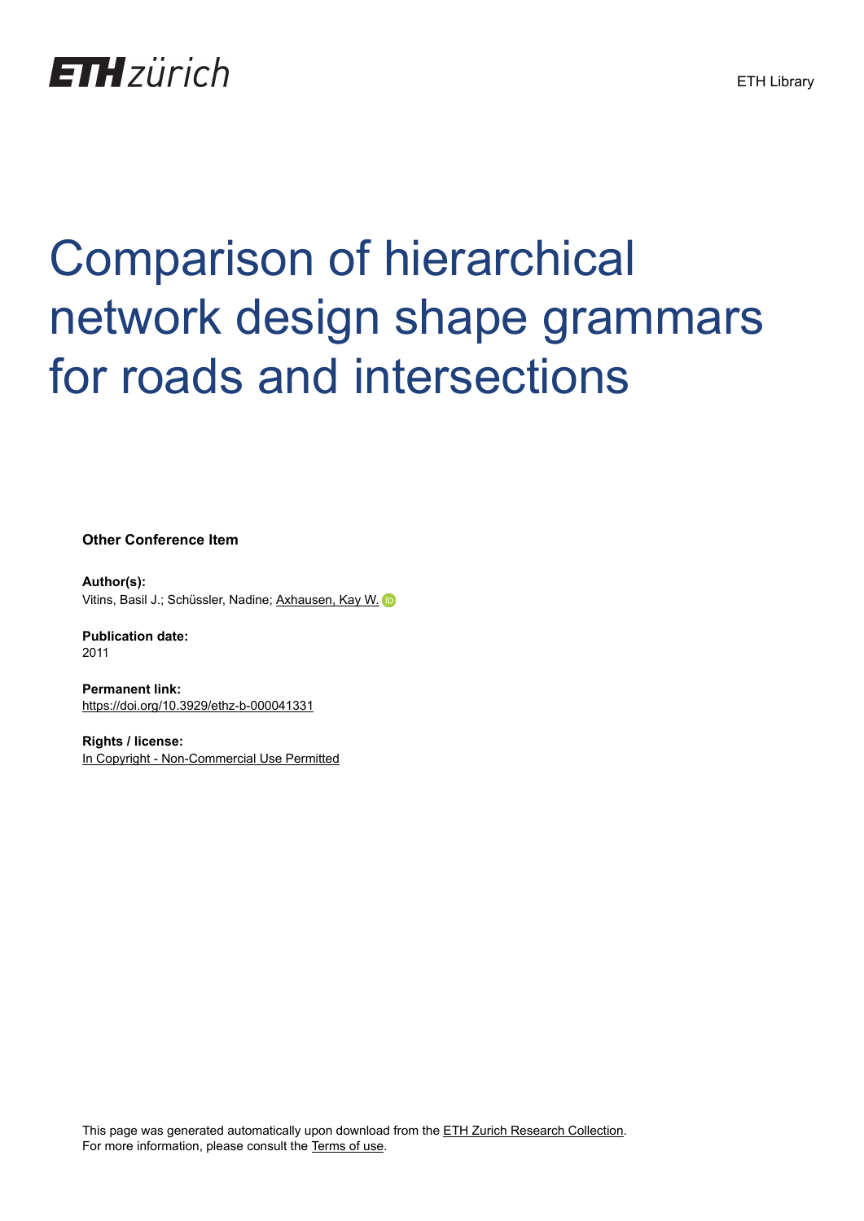# Comparison of hierarchical network design shape grammars for roads and intersections

**Other Conference Item**

**Author(s):**
Vitins, Basil J.; Schüssler, Nadine; Axhausen, Kay W.

**Publication date:**
2011

**Permanent link:**
https://doi.org/10.3929/ethz-b-000041331

**Rights / license:**
In Copyright - Non-Commercial Use Permitted

This page was generated automatically upon download from the ETH Zurich Research Collection.
For more information, please consult the Terms of use.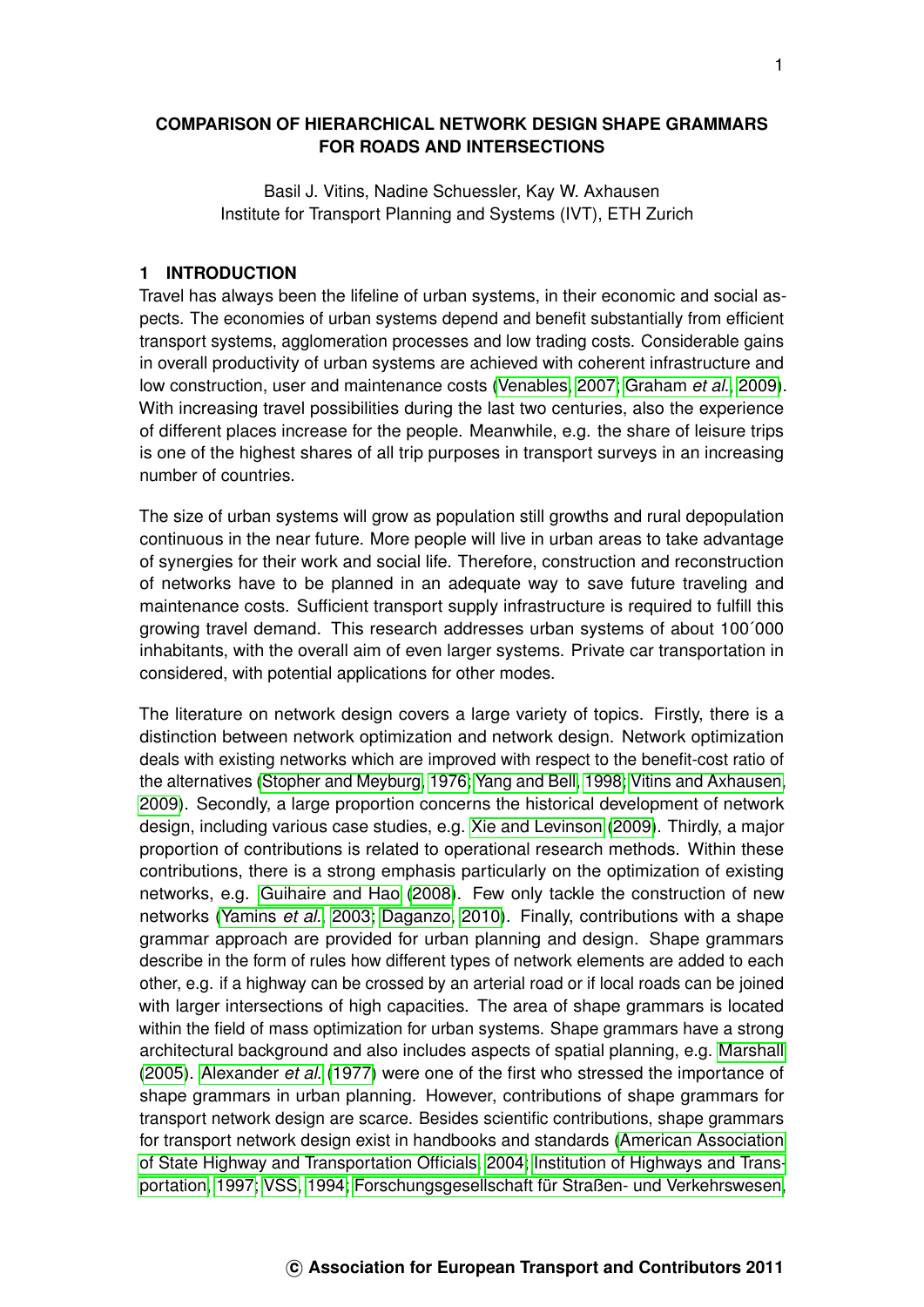## COMPARISON OF HIERARCHICAL NETWORK DESIGN SHAPE GRAMMARS FOR ROADS AND INTERSECTIONS

Basil J. Vitins, Nadine Schuessler, Kay W. Axhausen
Institute for Transport Planning and Systems (IVT), ETH Zurich

### 1 INTRODUCTION

Travel has always been the lifeline of urban systems, in their economic and social aspects. The economies of urban systems depend and benefit substantially from efficient transport systems, agglomeration processes and low trading costs. Considerable gains in overall productivity of urban systems are achieved with coherent infrastructure and low construction, user and maintenance costs (Venables, 2007; Graham *et al.*, 2009). With increasing travel possibilities during the last two centuries, also the experience of different places increase for the people. Meanwhile, e.g. the share of leisure trips is one of the highest shares of all trip purposes in transport surveys in an increasing number of countries.

The size of urban systems will grow as population still growths and rural depopulation continuous in the near future. More people will live in urban areas to take advantage of synergies for their work and social life. Therefore, construction and reconstruction of networks have to be planned in an adequate way to save future traveling and maintenance costs. Sufficient transport supply infrastructure is required to fulfill this growing travel demand. This research addresses urban systems of about 100´000 inhabitants, with the overall aim of even larger systems. Private car transportation in considered, with potential applications for other modes.

The literature on network design covers a large variety of topics. Firstly, there is a distinction between network optimization and network design. Network optimization deals with existing networks which are improved with respect to the benefit-cost ratio of the alternatives (Stopher and Meyburg, 1976; Yang and Bell, 1998; Vitins and Axhausen, 2009). Secondly, a large proportion concerns the historical development of network design, including various case studies, e.g. Xie and Levinson (2009). Thirdly, a major proportion of contributions is related to operational research methods. Within these contributions, there is a strong emphasis particularly on the optimization of existing networks, e.g. Guihaire and Hao (2008). Few only tackle the construction of new networks (Yamins *et al.*, 2003; Daganzo, 2010). Finally, contributions with a shape grammar approach are provided for urban planning and design. Shape grammars describe in the form of rules how different types of network elements are added to each other, e.g. if a highway can be crossed by an arterial road or if local roads can be joined with larger intersections of high capacities. The area of shape grammars is located within the field of mass optimization for urban systems. Shape grammars have a strong architectural background and also includes aspects of spatial planning, e.g. Marshall (2005). Alexander *et al.* (1977) were one of the first who stressed the importance of shape grammars in urban planning. However, contributions of shape grammars for transport network design are scarce. Besides scientific contributions, shape grammars for transport network design exist in handbooks and standards (American Association of State Highway and Transportation Officials, 2004; Institution of Highways and Transportation, 1997; VSS, 1994; Forschungsgesellschaft für Straßen- und Verkehrswesen,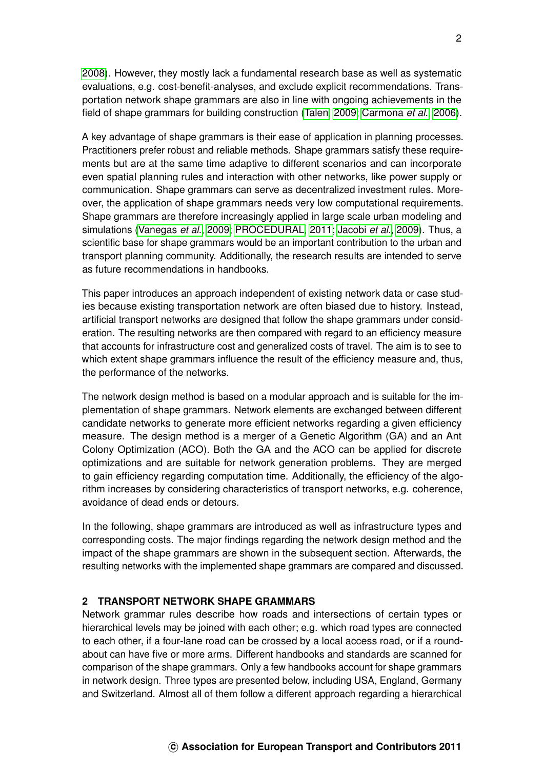2008). However, they mostly lack a fundamental research base as well as systematic evaluations, e.g. cost-benefit-analyses, and exclude explicit recommendations. Transportation network shape grammars are also in line with ongoing achievements in the field of shape grammars for building construction (Talen, 2009; Carmona *et al.*, 2006).

A key advantage of shape grammars is their ease of application in planning processes. Practitioners prefer robust and reliable methods. Shape grammars satisfy these requirements but are at the same time adaptive to different scenarios and can incorporate even spatial planning rules and interaction with other networks, like power supply or communication. Shape grammars can serve as decentralized investment rules. Moreover, the application of shape grammars needs very low computational requirements. Shape grammars are therefore increasingly applied in large scale urban modeling and simulations (Vanegas *et al.*, 2009; PROCEDURAL, 2011; Jacobi *et al.*, 2009). Thus, a scientific base for shape grammars would be an important contribution to the urban and transport planning community. Additionally, the research results are intended to serve as future recommendations in handbooks.

This paper introduces an approach independent of existing network data or case studies because existing transportation network are often biased due to history. Instead, artificial transport networks are designed that follow the shape grammars under consideration. The resulting networks are then compared with regard to an efficiency measure that accounts for infrastructure cost and generalized costs of travel. The aim is to see to which extent shape grammars influence the result of the efficiency measure and, thus, the performance of the networks.

The network design method is based on a modular approach and is suitable for the implementation of shape grammars. Network elements are exchanged between different candidate networks to generate more efficient networks regarding a given efficiency measure. The design method is a merger of a Genetic Algorithm (GA) and an Ant Colony Optimization (ACO). Both the GA and the ACO can be applied for discrete optimizations and are suitable for network generation problems. They are merged to gain efficiency regarding computation time. Additionally, the efficiency of the algorithm increases by considering characteristics of transport networks, e.g. coherence, avoidance of dead ends or detours.

In the following, shape grammars are introduced as well as infrastructure types and corresponding costs. The major findings regarding the network design method and the impact of the shape grammars are shown in the subsequent section. Afterwards, the resulting networks with the implemented shape grammars are compared and discussed.

## 2 TRANSPORT NETWORK SHAPE GRAMMARS

Network grammar rules describe how roads and intersections of certain types or hierarchical levels may be joined with each other; e.g. which road types are connected to each other, if a four-lane road can be crossed by a local access road, or if a roundabout can have five or more arms. Different handbooks and standards are scanned for comparison of the shape grammars. Only a few handbooks account for shape grammars in network design. Three types are presented below, including USA, England, Germany and Switzerland. Almost all of them follow a different approach regarding a hierarchical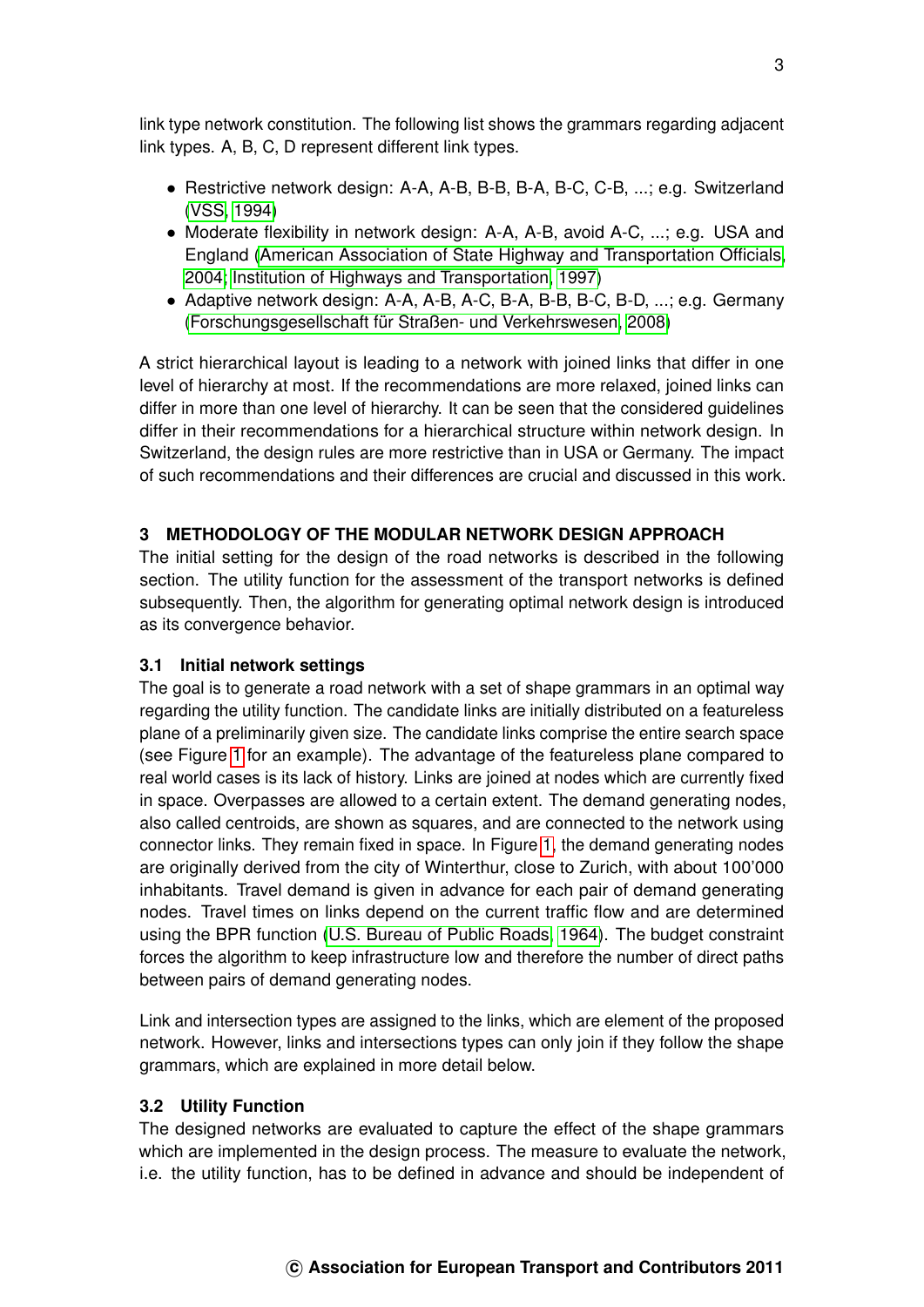link type network constitution. The following list shows the grammars regarding adjacent link types. A, B, C, D represent different link types.

- Restrictive network design: A-A, A-B, B-B, B-A, B-C, C-B, ...; e.g. Switzerland (VSS, 1994)
- Moderate flexibility in network design: A-A, A-B, avoid A-C, ...; e.g. USA and England (American Association of State Highway and Transportation Officials, 2004; Institution of Highways and Transportation, 1997)
- Adaptive network design: A-A, A-B, A-C, B-A, B-B, B-C, B-D, ...; e.g. Germany (Forschungsgesellschaft für Straßen- und Verkehrswesen, 2008)

A strict hierarchical layout is leading to a network with joined links that differ in one level of hierarchy at most. If the recommendations are more relaxed, joined links can differ in more than one level of hierarchy. It can be seen that the considered guidelines differ in their recommendations for a hierarchical structure within network design. In Switzerland, the design rules are more restrictive than in USA or Germany. The impact of such recommendations and their differences are crucial and discussed in this work.

## 3 METHODOLOGY OF THE MODULAR NETWORK DESIGN APPROACH

The initial setting for the design of the road networks is described in the following section. The utility function for the assessment of the transport networks is defined subsequently. Then, the algorithm for generating optimal network design is introduced as its convergence behavior.

### 3.1 Initial network settings

The goal is to generate a road network with a set of shape grammars in an optimal way regarding the utility function. The candidate links are initially distributed on a featureless plane of a preliminarily given size. The candidate links comprise the entire search space (see Figure 1 for an example). The advantage of the featureless plane compared to real world cases is its lack of history. Links are joined at nodes which are currently fixed in space. Overpasses are allowed to a certain extent. The demand generating nodes, also called centroids, are shown as squares, and are connected to the network using connector links. They remain fixed in space. In Figure 1, the demand generating nodes are originally derived from the city of Winterthur, close to Zurich, with about 100'000 inhabitants. Travel demand is given in advance for each pair of demand generating nodes. Travel times on links depend on the current traffic flow and are determined using the BPR function (U.S. Bureau of Public Roads, 1964). The budget constraint forces the algorithm to keep infrastructure low and therefore the number of direct paths between pairs of demand generating nodes.

Link and intersection types are assigned to the links, which are element of the proposed network. However, links and intersections types can only join if they follow the shape grammars, which are explained in more detail below.

### 3.2 Utility Function

The designed networks are evaluated to capture the effect of the shape grammars which are implemented in the design process. The measure to evaluate the network, i.e. the utility function, has to be defined in advance and should be independent of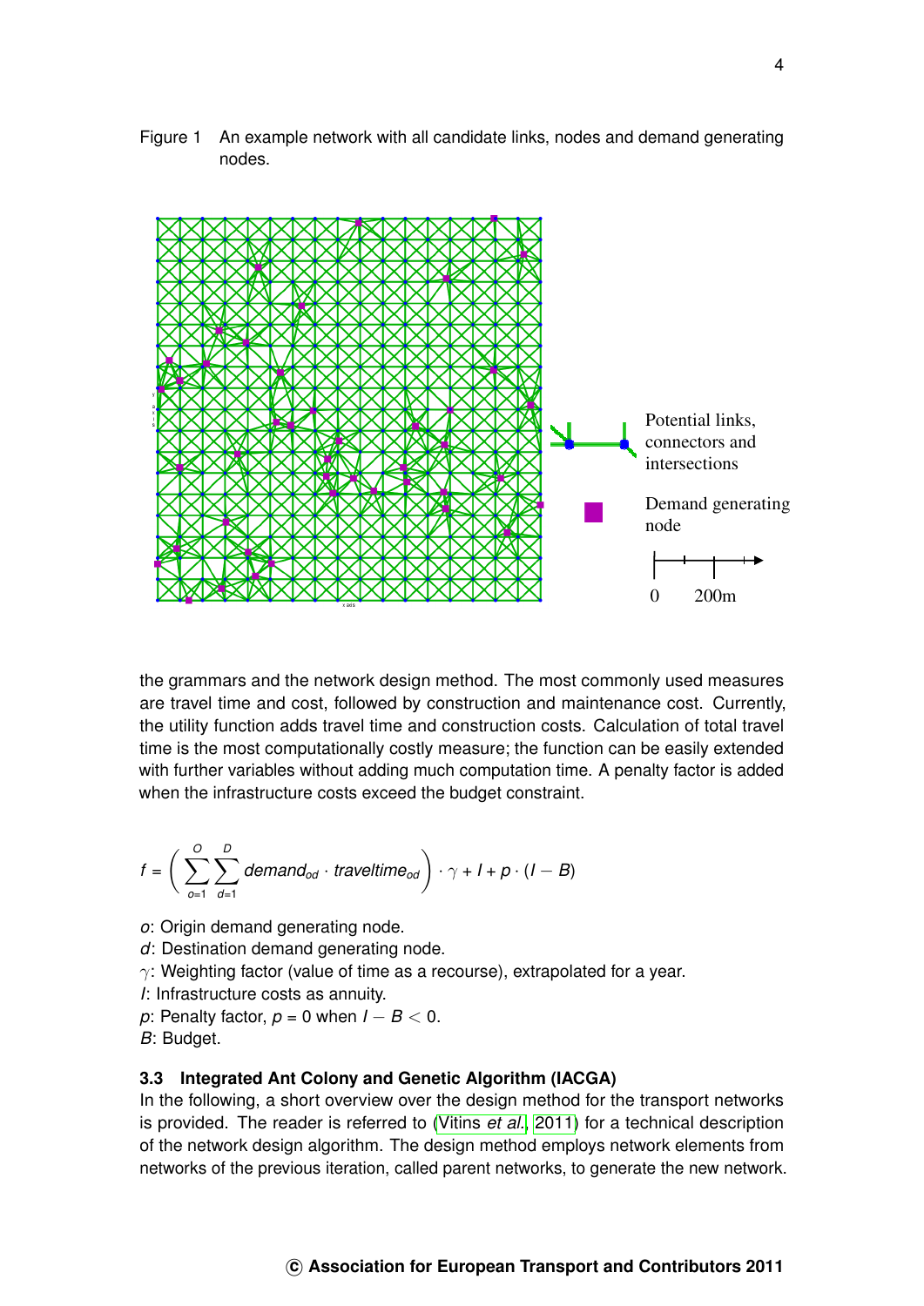Figure 1 An example network with all candidate links, nodes and demand generating nodes.

Potential links, connectors and intersections

Demand generating node

0 200m

the grammars and the network design method. The most commonly used measures are travel time and cost, followed by construction and maintenance cost. Currently, the utility function adds travel time and construction costs. Calculation of total travel time is the most computationally costly measure; the function can be easily extended with further variables without adding much computation time. A penalty factor is added when the infrastructure costs exceed the budget constraint.

$$f = \left( \sum_{o=1}^{O} \sum_{d=1}^{D} demand_{od} \cdot traveltime_{od} \right) \cdot \gamma + I + p \cdot (I - B)$$

$o$: Origin demand generating node.
$d$: Destination demand generating node.
$\gamma$: Weighting factor (value of time as a recourse), extrapolated for a year.
$I$: Infrastructure costs as annuity.
$p$: Penalty factor, $p = 0$ when $I - B < 0$.
$B$: Budget.

### 3.3 Integrated Ant Colony and Genetic Algorithm (IACGA)

In the following, a short overview over the design method for the transport networks is provided. The reader is referred to (Vitins *et al.*, 2011) for a technical description of the network design algorithm. The design method employs network elements from networks of the previous iteration, called parent networks, to generate the new network.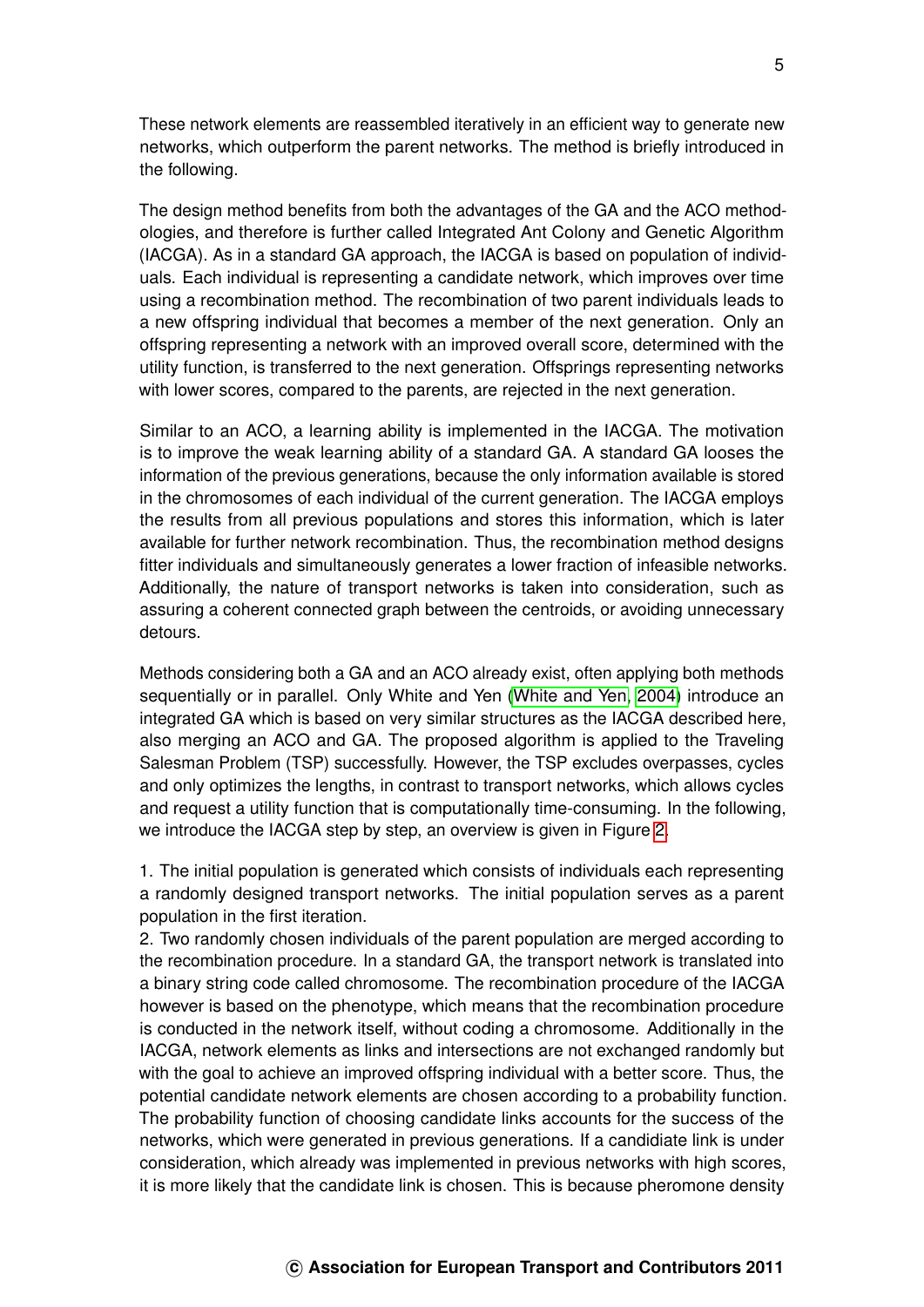These network elements are reassembled iteratively in an efficient way to generate new networks, which outperform the parent networks. The method is briefly introduced in the following.

The design method benefits from both the advantages of the GA and the ACO methodologies, and therefore is further called Integrated Ant Colony and Genetic Algorithm (IACGA). As in a standard GA approach, the IACGA is based on population of individuals. Each individual is representing a candidate network, which improves over time using a recombination method. The recombination of two parent individuals leads to a new offspring individual that becomes a member of the next generation. Only an offspring representing a network with an improved overall score, determined with the utility function, is transferred to the next generation. Offsprings representing networks with lower scores, compared to the parents, are rejected in the next generation.

Similar to an ACO, a learning ability is implemented in the IACGA. The motivation is to improve the weak learning ability of a standard GA. A standard GA looses the information of the previous generations, because the only information available is stored in the chromosomes of each individual of the current generation. The IACGA employs the results from all previous populations and stores this information, which is later available for further network recombination. Thus, the recombination method designs fitter individuals and simultaneously generates a lower fraction of infeasible networks. Additionally, the nature of transport networks is taken into consideration, such as assuring a coherent connected graph between the centroids, or avoiding unnecessary detours.

Methods considering both a GA and an ACO already exist, often applying both methods sequentially or in parallel. Only White and Yen (White and Yen, 2004) introduce an integrated GA which is based on very similar structures as the IACGA described here, also merging an ACO and GA. The proposed algorithm is applied to the Traveling Salesman Problem (TSP) successfully. However, the TSP excludes overpasses, cycles and only optimizes the lengths, in contrast to transport networks, which allows cycles and request a utility function that is computationally time-consuming. In the following, we introduce the IACGA step by step, an overview is given in Figure 2.

1. The initial population is generated which consists of individuals each representing a randomly designed transport networks. The initial population serves as a parent population in the first iteration.
2. Two randomly chosen individuals of the parent population are merged according to the recombination procedure. In a standard GA, the transport network is translated into a binary string code called chromosome. The recombination procedure of the IACGA however is based on the phenotype, which means that the recombination procedure is conducted in the network itself, without coding a chromosome. Additionally in the IACGA, network elements as links and intersections are not exchanged randomly but with the goal to achieve an improved offspring individual with a better score. Thus, the potential candidate network elements are chosen according to a probability function. The probability function of choosing candidate links accounts for the success of the networks, which were generated in previous generations. If a candidiate link is under consideration, which already was implemented in previous networks with high scores, it is more likely that the candidate link is chosen. This is because pheromone density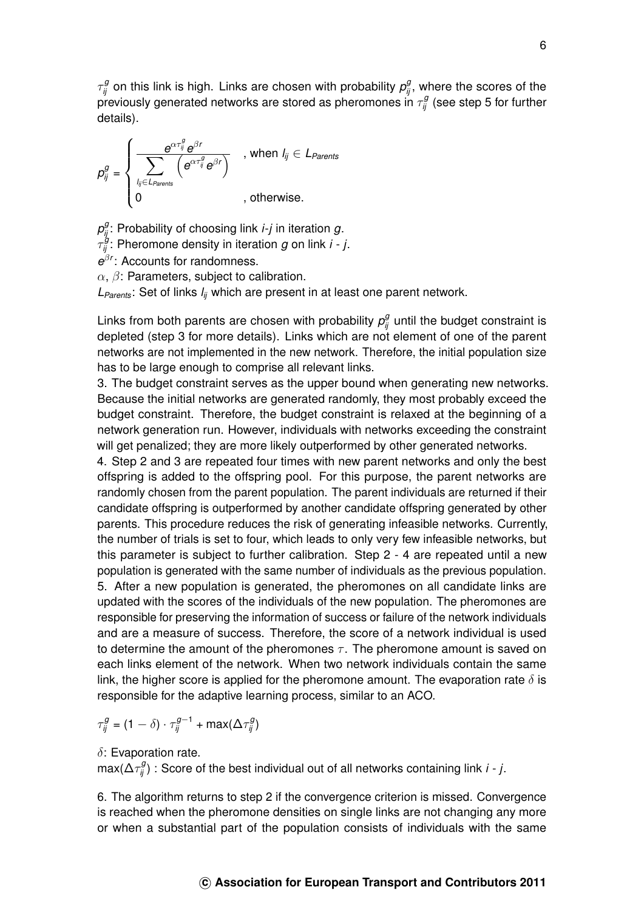$\tau_{ij}^{g}$ on this link is high. Links are chosen with probability $p_{ij}^{g}$, where the scores of the previously generated networks are stored as pheromones in $\tau_{ij}^{g}$ (see step 5 for further details).

$$p_{ij}^{g} = \begin{cases} \dfrac{e^{\alpha \tau_{ij}^{g}} e^{\beta r}}{\sum\limits_{l_{ij} \in L_{Parents}} \left( e^{\alpha \tau_{ij}^{g}} e^{\beta r} \right)} & \text{, when } l_{ij} \in L_{Parents} \\ 0 & \text{, otherwise.} \end{cases}$$

$p_{ij}^{g}$: Probability of choosing link *i*-*j* in iteration *g*.
$\tau_{ij}^{g}$: Pheromone density in iteration *g* on link *i* - *j*.
$e^{\beta r}$: Accounts for randomness.
$\alpha$, $\beta$: Parameters, subject to calibration.
$L_{Parents}$: Set of links $l_{ij}$ which are present in at least one parent network.

Links from both parents are chosen with probability $p_{ij}^{g}$ until the budget constraint is depleted (step 3 for more details). Links which are not element of one of the parent networks are not implemented in the new network. Therefore, the initial population size has to be large enough to comprise all relevant links.

3. The budget constraint serves as the upper bound when generating new networks. Because the initial networks are generated randomly, they most probably exceed the budget constraint. Therefore, the budget constraint is relaxed at the beginning of a network generation run. However, individuals with networks exceeding the constraint will get penalized; they are more likely outperformed by other generated networks.

4. Step 2 and 3 are repeated four times with new parent networks and only the best offspring is added to the offspring pool. For this purpose, the parent networks are randomly chosen from the parent population. The parent individuals are returned if their candidate offspring is outperformed by another candidate offspring generated by other parents. This procedure reduces the risk of generating infeasible networks. Currently, the number of trials is set to four, which leads to only very few infeasible networks, but this parameter is subject to further calibration. Step 2 - 4 are repeated until a new population is generated with the same number of individuals as the previous population.

5. After a new population is generated, the pheromones on all candidate links are updated with the scores of the individuals of the new population. The pheromones are responsible for preserving the information of success or failure of the network individuals and are a measure of success. Therefore, the score of a network individual is used to determine the amount of the pheromones $\tau$. The pheromone amount is saved on each links element of the network. When two network individuals contain the same link, the higher score is applied for the pheromone amount. The evaporation rate $\delta$ is responsible for the adaptive learning process, similar to an ACO.

$$\tau_{ij}^{g} = (1 - \delta) \cdot \tau_{ij}^{g-1} + \max(\Delta \tau_{ij}^{g})$$

$\delta$: Evaporation rate.
$\max(\Delta \tau_{ij}^{g})$ : Score of the best individual out of all networks containing link *i* - *j*.

6. The algorithm returns to step 2 if the convergence criterion is missed. Convergence is reached when the pheromone densities on single links are not changing any more or when a substantial part of the population consists of individuals with the same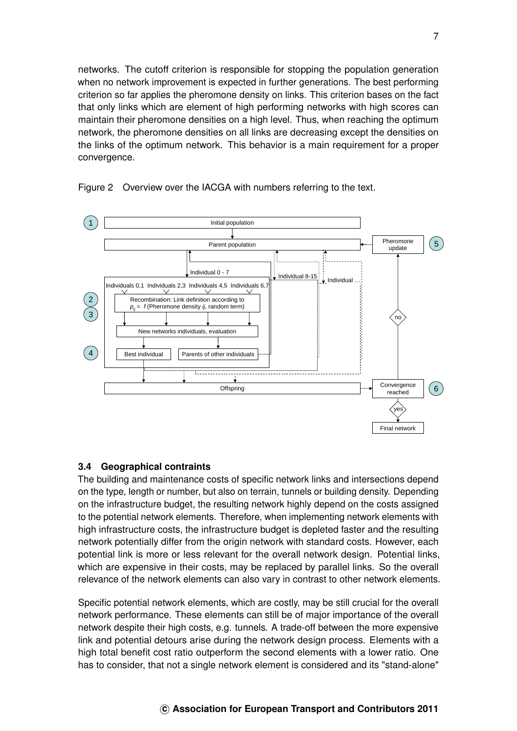networks. The cutoff criterion is responsible for stopping the population generation when no network improvement is expected in further generations. The best performing criterion so far applies the pheromone density on links. This criterion bases on the fact that only links which are element of high performing networks with high scores can maintain their pheromone densities on a high level. Thus, when reaching the optimum network, the pheromone densities on all links are decreasing except the densities on the links of the optimum network. This behavior is a main requirement for a proper convergence.

Figure 2 Overview over the IACGA with numbers referring to the text.

### 3.4 Geographical contraints

The building and maintenance costs of specific network links and intersections depend on the type, length or number, but also on terrain, tunnels or building density. Depending on the infrastructure budget, the resulting network highly depend on the costs assigned to the potential network elements. Therefore, when implementing network elements with high infrastructure costs, the infrastructure budget is depleted faster and the resulting network potentially differ from the origin network with standard costs. However, each potential link is more or less relevant for the overall network design. Potential links, which are expensive in their costs, may be replaced by parallel links. So the overall relevance of the network elements can also vary in contrast to other network elements.

Specific potential network elements, which are costly, may be still crucial for the overall network performance. These elements can still be of major importance of the overall network despite their high costs, e.g. tunnels. A trade-off between the more expensive link and potential detours arise during the network design process. Elements with a high total benefit cost ratio outperform the second elements with a lower ratio. One has to consider, that not a single network element is considered and its "stand-alone"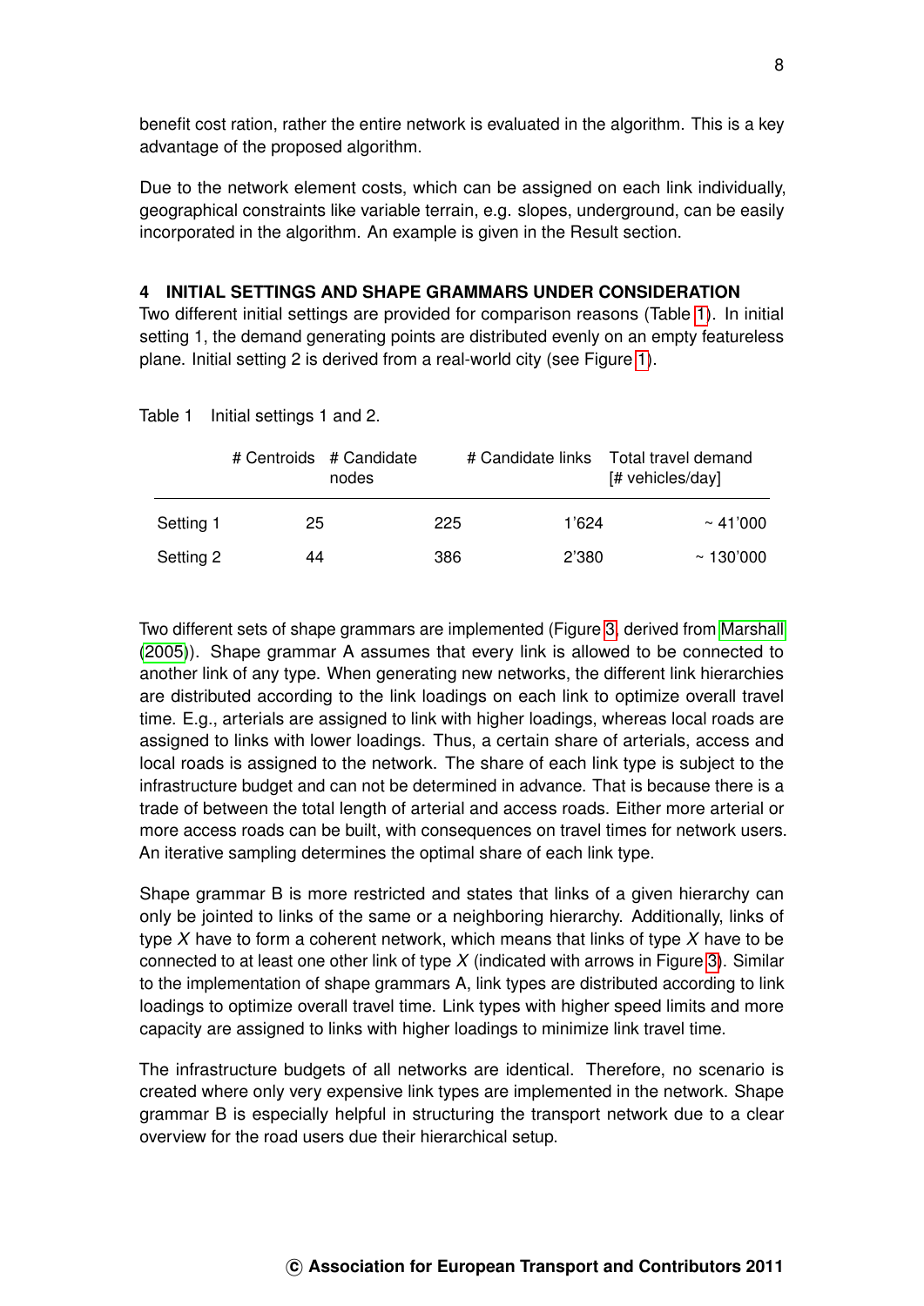benefit cost ration, rather the entire network is evaluated in the algorithm. This is a key advantage of the proposed algorithm.

Due to the network element costs, which can be assigned on each link individually, geographical constraints like variable terrain, e.g. slopes, underground, can be easily incorporated in the algorithm. An example is given in the Result section.

## 4 INITIAL SETTINGS AND SHAPE GRAMMARS UNDER CONSIDERATION

Two different initial settings are provided for comparison reasons (Table 1). In initial setting 1, the demand generating points are distributed evenly on an empty featureless plane. Initial setting 2 is derived from a real-world city (see Figure 1).

Table 1 Initial settings 1 and 2.

| | # Centroids | # Candidate nodes | # Candidate links | Total travel demand [# vehicles/day] |
|---|---|---|---|---|
| Setting 1 | 25 | 225 | 1'624 | ~ 41'000 |
| Setting 2 | 44 | 386 | 2'380 | ~ 130'000 |

Two different sets of shape grammars are implemented (Figure 3, derived from Marshall (2005)). Shape grammar A assumes that every link is allowed to be connected to another link of any type. When generating new networks, the different link hierarchies are distributed according to the link loadings on each link to optimize overall travel time. E.g., arterials are assigned to link with higher loadings, whereas local roads are assigned to links with lower loadings. Thus, a certain share of arterials, access and local roads is assigned to the network. The share of each link type is subject to the infrastructure budget and can not be determined in advance. That is because there is a trade of between the total length of arterial and access roads. Either more arterial or more access roads can be built, with consequences on travel times for network users. An iterative sampling determines the optimal share of each link type.

Shape grammar B is more restricted and states that links of a given hierarchy can only be jointed to links of the same or a neighboring hierarchy. Additionally, links of type $X$ have to form a coherent network, which means that links of type $X$ have to be connected to at least one other link of type $X$ (indicated with arrows in Figure 3). Similar to the implementation of shape grammars A, link types are distributed according to link loadings to optimize overall travel time. Link types with higher speed limits and more capacity are assigned to links with higher loadings to minimize link travel time.

The infrastructure budgets of all networks are identical. Therefore, no scenario is created where only very expensive link types are implemented in the network. Shape grammar B is especially helpful in structuring the transport network due to a clear overview for the road users due their hierarchical setup.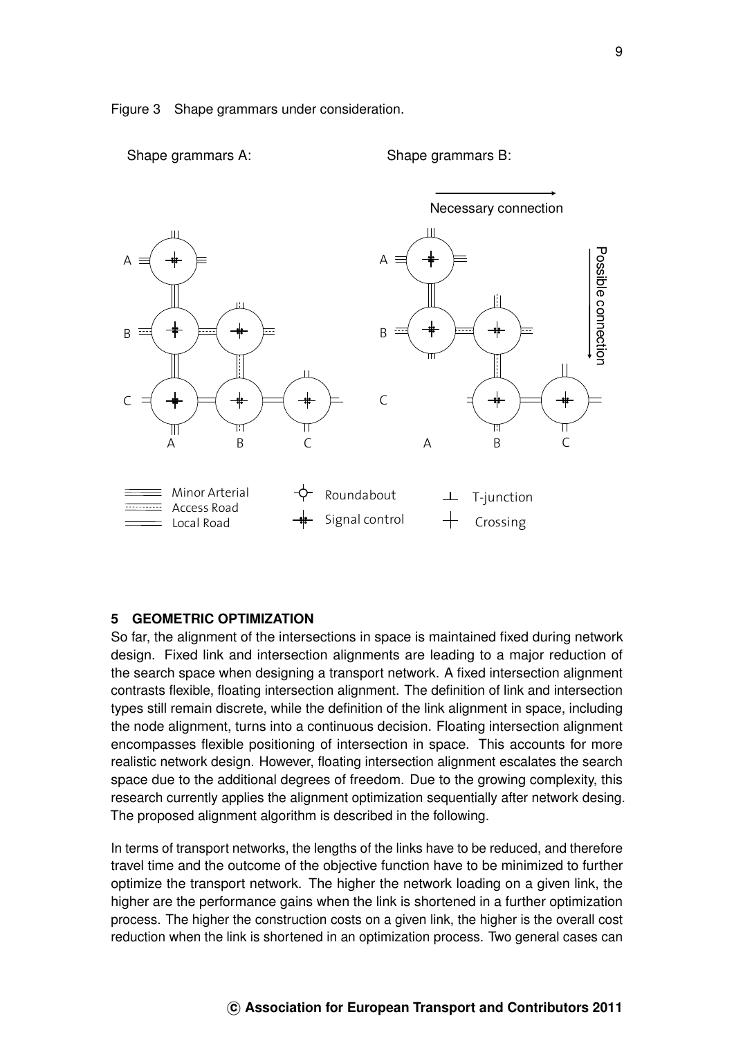Figure 3 Shape grammars under consideration.

## 5 GEOMETRIC OPTIMIZATION

So far, the alignment of the intersections in space is maintained fixed during network design. Fixed link and intersection alignments are leading to a major reduction of the search space when designing a transport network. A fixed intersection alignment contrasts flexible, floating intersection alignment. The definition of link and intersection types still remain discrete, while the definition of the link alignment in space, including the node alignment, turns into a continuous decision. Floating intersection alignment encompasses flexible positioning of intersection in space. This accounts for more realistic network design. However, floating intersection alignment escalates the search space due to the additional degrees of freedom. Due to the growing complexity, this research currently applies the alignment optimization sequentially after network desing. The proposed alignment algorithm is described in the following.

In terms of transport networks, the lengths of the links have to be reduced, and therefore travel time and the outcome of the objective function have to be minimized to further optimize the transport network. The higher the network loading on a given link, the higher are the performance gains when the link is shortened in a further optimization process. The higher the construction costs on a given link, the higher is the overall cost reduction when the link is shortened in an optimization process. Two general cases can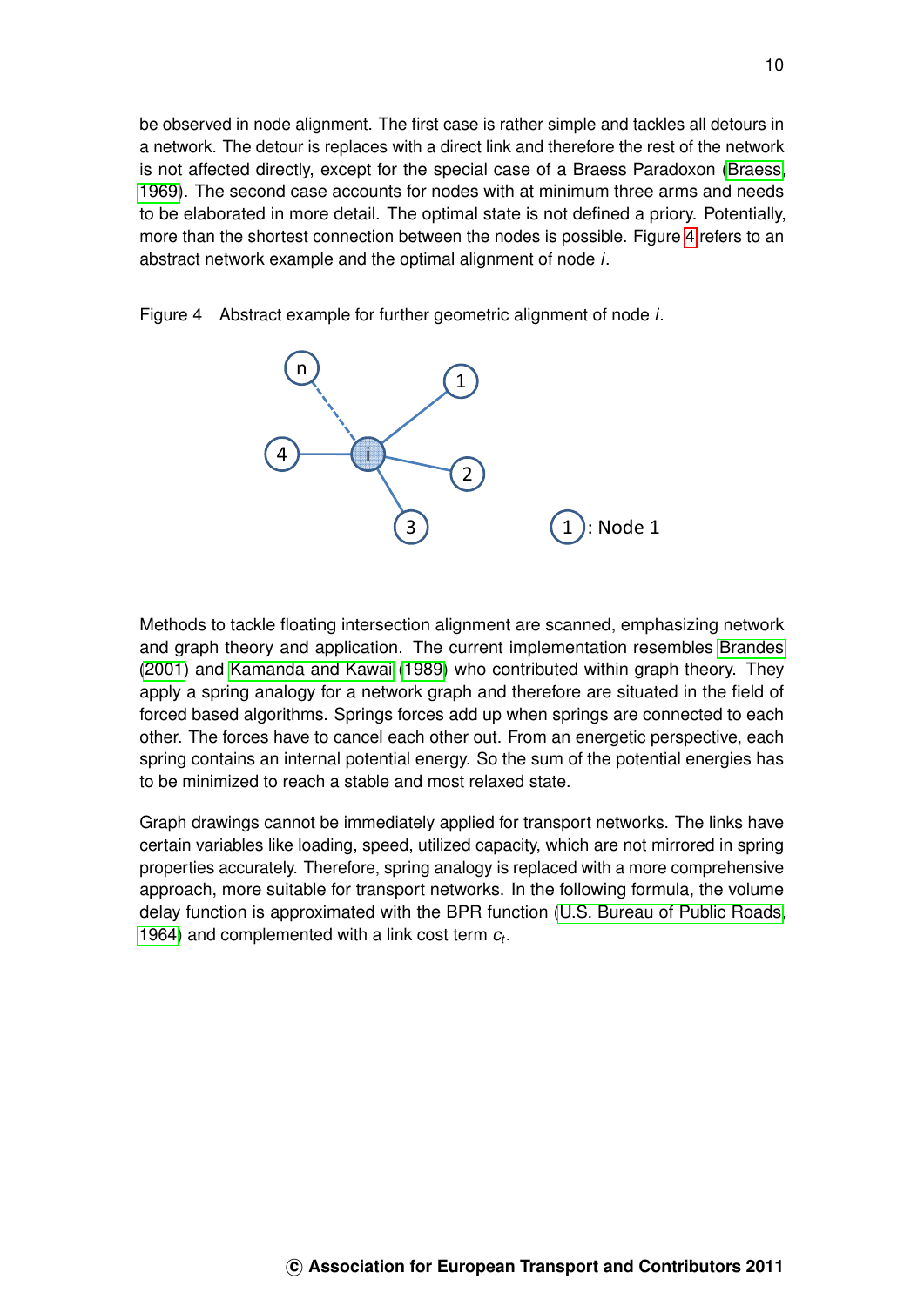be observed in node alignment. The first case is rather simple and tackles all detours in a network. The detour is replaces with a direct link and therefore the rest of the network is not affected directly, except for the special case of a Braess Paradoxon (Braess, 1969). The second case accounts for nodes with at minimum three arms and needs to be elaborated in more detail. The optimal state is not defined a priory. Potentially, more than the shortest connection between the nodes is possible. Figure 4 refers to an abstract network example and the optimal alignment of node *i*.

Figure 4 Abstract example for further geometric alignment of node *i*.

Methods to tackle floating intersection alignment are scanned, emphasizing network and graph theory and application. The current implementation resembles Brandes (2001) and Kamanda and Kawai (1989) who contributed within graph theory. They apply a spring analogy for a network graph and therefore are situated in the field of forced based algorithms. Springs forces add up when springs are connected to each other. The forces have to cancel each other out. From an energetic perspective, each spring contains an internal potential energy. So the sum of the potential energies has to be minimized to reach a stable and most relaxed state.

Graph drawings cannot be immediately applied for transport networks. The links have certain variables like loading, speed, utilized capacity, which are not mirrored in spring properties accurately. Therefore, spring analogy is replaced with a more comprehensive approach, more suitable for transport networks. In the following formula, the volume delay function is approximated with the BPR function (U.S. Bureau of Public Roads, 1964) and complemented with a link cost term $c_t$.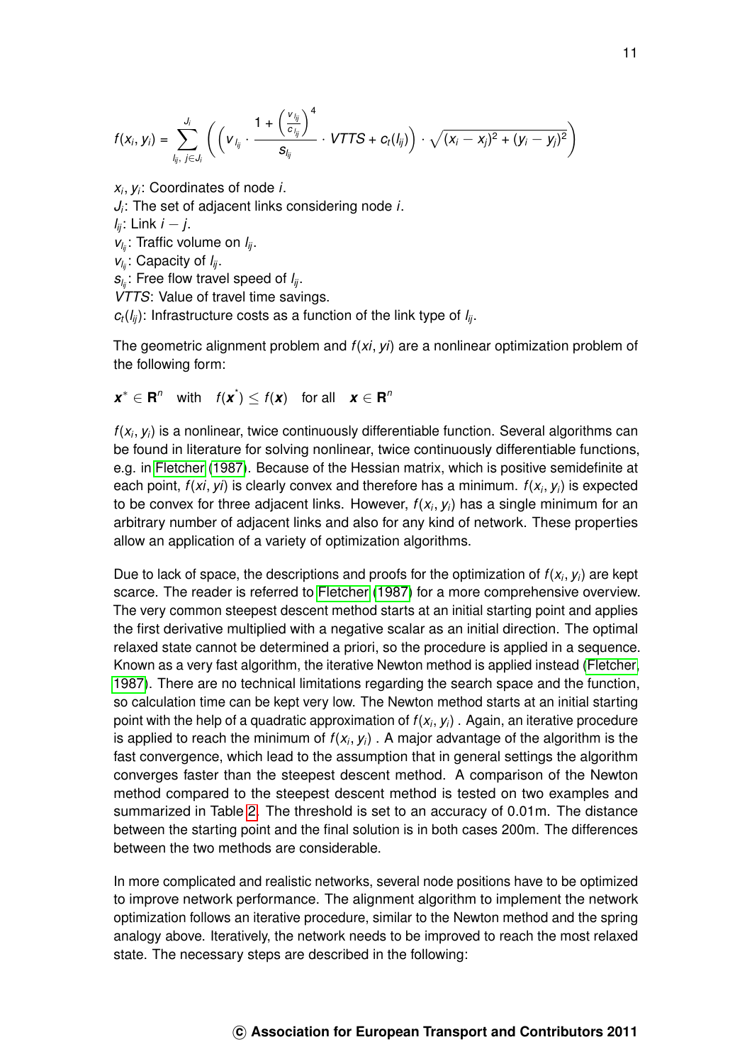$$f(x_i, y_i) = \sum_{l_{ij},\ j \in J_i}^{J_i} \left( \left( v_{l_{ij}} \cdot \frac{1 + \left(\frac{v_{l_{ij}}}{c_{l_{ij}}}\right)^4}{s_{l_{ij}}} \cdot VTTS + c_t(l_{ij}) \right) \cdot \sqrt{(x_i - x_j)^2 + (y_i - y_j)^2} \right)$$

$x_i, y_i$: Coordinates of node $i$.
$J_i$: The set of adjacent links considering node $i$.
$l_{ij}$: Link $i - j$.
$v_{l_{ij}}$: Traffic volume on $l_{ij}$.
$v_{l_{ij}}$: Capacity of $l_{ij}$.
$s_{l_{ij}}$: Free flow travel speed of $l_{ij}$.
$VTTS$: Value of travel time savings.
$c_t(l_{ij})$: Infrastructure costs as a function of the link type of $l_{ij}$.

The geometric alignment problem and $f(xi, yi)$ are a nonlinear optimization problem of the following form:

$$\boldsymbol{x}^* \in \mathbf{R}^n \quad \text{with} \quad f(\boldsymbol{x}^*) \leq f(\boldsymbol{x}) \quad \text{for all} \quad \boldsymbol{x} \in \mathbf{R}^n$$

$f(x_i, y_i)$ is a nonlinear, twice continuously differentiable function. Several algorithms can be found in literature for solving nonlinear, twice continuously differentiable functions, e.g. in Fletcher (1987). Because of the Hessian matrix, which is positive semidefinite at each point, $f(xi, yi)$ is clearly convex and therefore has a minimum. $f(x_i, y_i)$ is expected to be convex for three adjacent links. However, $f(x_i, y_i)$ has a single minimum for an arbitrary number of adjacent links and also for any kind of network. These properties allow an application of a variety of optimization algorithms.

Due to lack of space, the descriptions and proofs for the optimization of $f(x_i, y_i)$ are kept scarce. The reader is referred to Fletcher (1987) for a more comprehensive overview. The very common steepest descent method starts at an initial starting point and applies the first derivative multiplied with a negative scalar as an initial direction. The optimal relaxed state cannot be determined a priori, so the procedure is applied in a sequence. Known as a very fast algorithm, the iterative Newton method is applied instead (Fletcher, 1987). There are no technical limitations regarding the search space and the function, so calculation time can be kept very low. The Newton method starts at an initial starting point with the help of a quadratic approximation of $f(x_i, y_i)$ . Again, an iterative procedure is applied to reach the minimum of $f(x_i, y_i)$ . A major advantage of the algorithm is the fast convergence, which lead to the assumption that in general settings the algorithm converges faster than the steepest descent method. A comparison of the Newton method compared to the steepest descent method is tested on two examples and summarized in Table 2. The threshold is set to an accuracy of 0.01m. The distance between the starting point and the final solution is in both cases 200m. The differences between the two methods are considerable.

In more complicated and realistic networks, several node positions have to be optimized to improve network performance. The alignment algorithm to implement the network optimization follows an iterative procedure, similar to the Newton method and the spring analogy above. Iteratively, the network needs to be improved to reach the most relaxed state. The necessary steps are described in the following: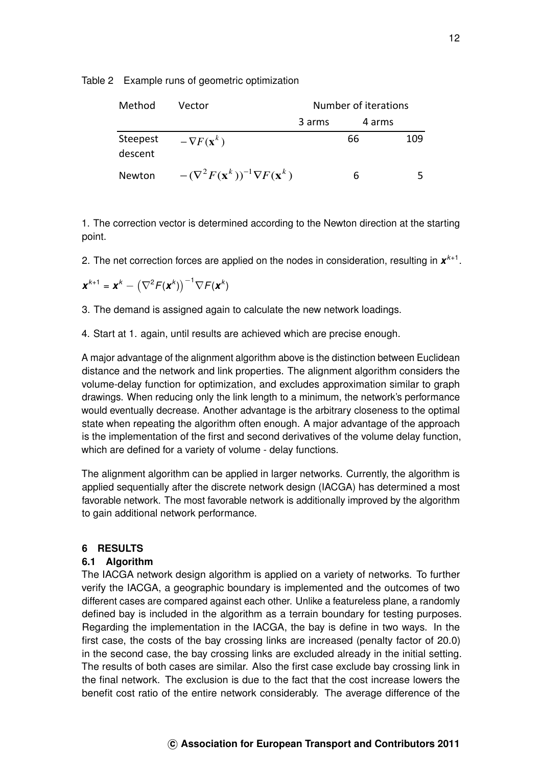Table 2 Example runs of geometric optimization

| Method | Vector | Number of iterations | |
|---|---|---|---|
| | | 3 arms | 4 arms |
| Steepest descent | $-\nabla F(\mathbf{x}^k)$ | 66 | 109 |
| Newton | $-(\nabla^2 F(\mathbf{x}^k))^{-1}\nabla F(\mathbf{x}^k)$ | 6 | 5 |

1. The correction vector is determined according to the Newton direction at the starting point.

2. The net correction forces are applied on the nodes in consideration, resulting in $\boldsymbol{x}^{k+1}$.

$$\boldsymbol{x}^{k+1} = \boldsymbol{x}^k - \left(\nabla^2 F(\boldsymbol{x}^k)\right)^{-1} \nabla F(\boldsymbol{x}^k)$$

3. The demand is assigned again to calculate the new network loadings.

4. Start at 1. again, until results are achieved which are precise enough.

A major advantage of the alignment algorithm above is the distinction between Euclidean distance and the network and link properties. The alignment algorithm considers the volume-delay function for optimization, and excludes approximation similar to graph drawings. When reducing only the link length to a minimum, the network's performance would eventually decrease. Another advantage is the arbitrary closeness to the optimal state when repeating the algorithm often enough. A major advantage of the approach is the implementation of the first and second derivatives of the volume delay function, which are defined for a variety of volume - delay functions.

The alignment algorithm can be applied in larger networks. Currently, the algorithm is applied sequentially after the discrete network design (IACGA) has determined a most favorable network. The most favorable network is additionally improved by the algorithm to gain additional network performance.

## 6 RESULTS

### 6.1 Algorithm

The IACGA network design algorithm is applied on a variety of networks. To further verify the IACGA, a geographic boundary is implemented and the outcomes of two different cases are compared against each other. Unlike a featureless plane, a randomly defined bay is included in the algorithm as a terrain boundary for testing purposes. Regarding the implementation in the IACGA, the bay is define in two ways. In the first case, the costs of the bay crossing links are increased (penalty factor of 20.0) in the second case, the bay crossing links are excluded already in the initial setting. The results of both cases are similar. Also the first case exclude bay crossing link in the final network. The exclusion is due to the fact that the cost increase lowers the benefit cost ratio of the entire network considerably. The average difference of the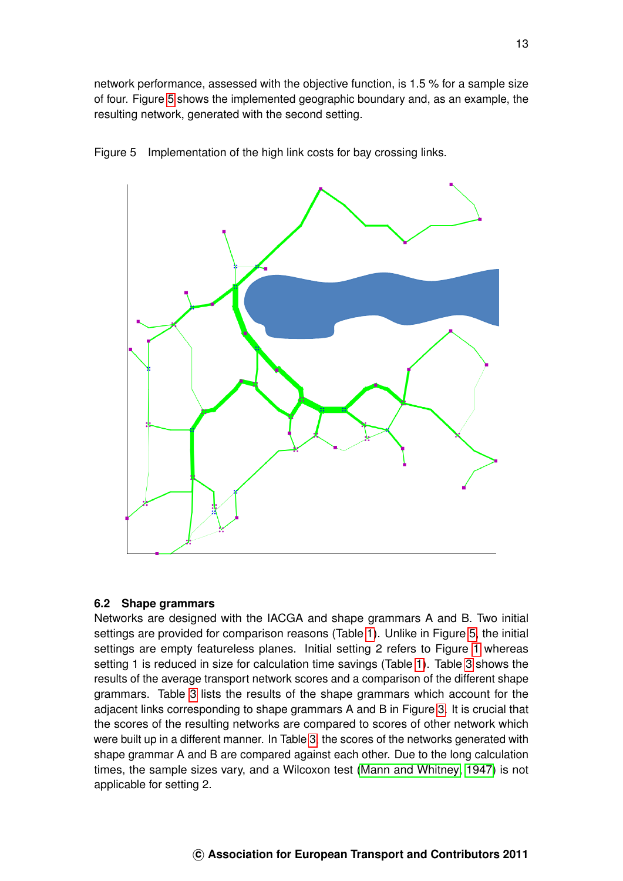network performance, assessed with the objective function, is 1.5 % for a sample size of four. Figure 5 shows the implemented geographic boundary and, as an example, the resulting network, generated with the second setting.

Figure 5 Implementation of the high link costs for bay crossing links.

### 6.2 Shape grammars

Networks are designed with the IACGA and shape grammars A and B. Two initial settings are provided for comparison reasons (Table 1). Unlike in Figure 5, the initial settings are empty featureless planes. Initial setting 2 refers to Figure 1 whereas setting 1 is reduced in size for calculation time savings (Table 1). Table 3 shows the results of the average transport network scores and a comparison of the different shape grammars. Table 3 lists the results of the shape grammars which account for the adjacent links corresponding to shape grammars A and B in Figure 3. It is crucial that the scores of the resulting networks are compared to scores of other network which were built up in a different manner. In Table 3, the scores of the networks generated with shape grammar A and B are compared against each other. Due to the long calculation times, the sample sizes vary, and a Wilcoxon test (Mann and Whitney, 1947) is not applicable for setting 2.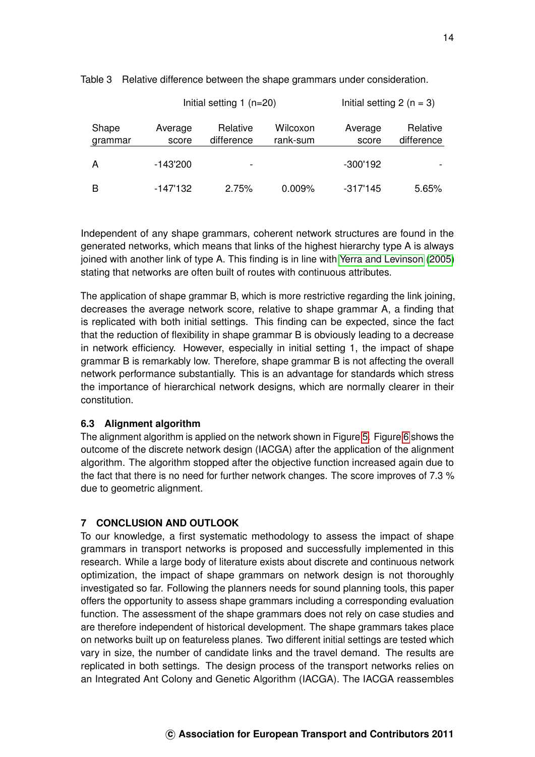Table 3 Relative difference between the shape grammars under consideration.

| | Initial setting 1 (n=20) | | | Initial setting 2 (n = 3) | |
|---|---|---|---|---|---|
| Shape grammar | Average score | Relative difference | Wilcoxon rank-sum | Average score | Relative difference |
| A | -143'200 | - | | -300'192 | - |
| B | -147'132 | 2.75% | 0.009% | -317'145 | 5.65% |

Independent of any shape grammars, coherent network structures are found in the generated networks, which means that links of the highest hierarchy type A is always joined with another link of type A. This finding is in line with Yerra and Levinson (2005) stating that networks are often built of routes with continuous attributes.

The application of shape grammar B, which is more restrictive regarding the link joining, decreases the average network score, relative to shape grammar A, a finding that is replicated with both initial settings. This finding can be expected, since the fact that the reduction of flexibility in shape grammar B is obviously leading to a decrease in network efficiency. However, especially in initial setting 1, the impact of shape grammar B is remarkably low. Therefore, shape grammar B is not affecting the overall network performance substantially. This is an advantage for standards which stress the importance of hierarchical network designs, which are normally clearer in their constitution.

### 6.3 Alignment algorithm

The alignment algorithm is applied on the network shown in Figure 5. Figure 6 shows the outcome of the discrete network design (IACGA) after the application of the alignment algorithm. The algorithm stopped after the objective function increased again due to the fact that there is no need for further network changes. The score improves of 7.3 % due to geometric alignment.

## 7 CONCLUSION AND OUTLOOK

To our knowledge, a first systematic methodology to assess the impact of shape grammars in transport networks is proposed and successfully implemented in this research. While a large body of literature exists about discrete and continuous network optimization, the impact of shape grammars on network design is not thoroughly investigated so far. Following the planners needs for sound planning tools, this paper offers the opportunity to assess shape grammars including a corresponding evaluation function. The assessment of the shape grammars does not rely on case studies and are therefore independent of historical development. The shape grammars takes place on networks built up on featureless planes. Two different initial settings are tested which vary in size, the number of candidate links and the travel demand. The results are replicated in both settings. The design process of the transport networks relies on an Integrated Ant Colony and Genetic Algorithm (IACGA). The IACGA reassembles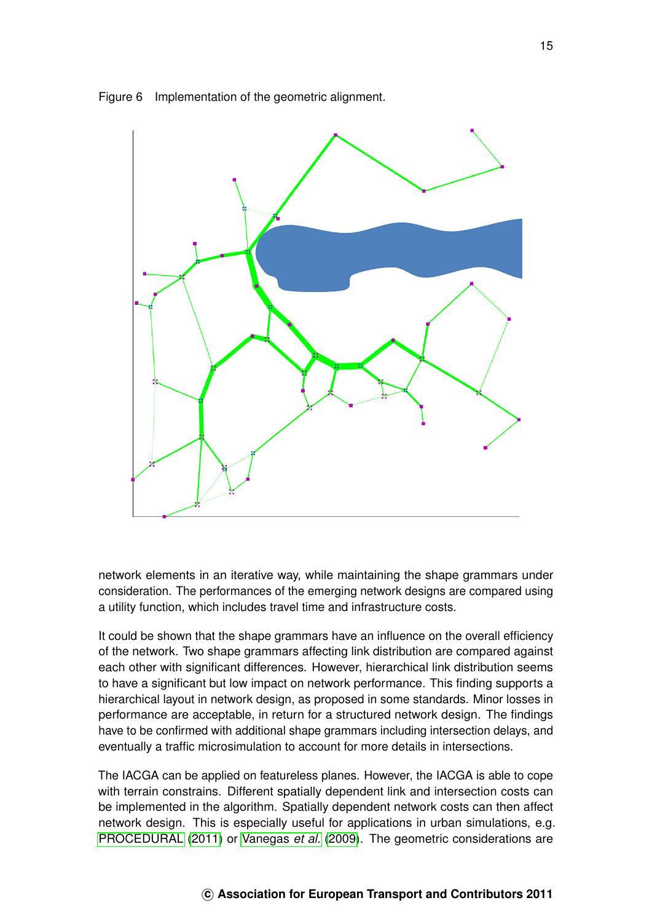Figure 6 Implementation of the geometric alignment.

network elements in an iterative way, while maintaining the shape grammars under consideration. The performances of the emerging network designs are compared using a utility function, which includes travel time and infrastructure costs.

It could be shown that the shape grammars have an influence on the overall efficiency of the network. Two shape grammars affecting link distribution are compared against each other with significant differences. However, hierarchical link distribution seems to have a significant but low impact on network performance. This finding supports a hierarchical layout in network design, as proposed in some standards. Minor losses in performance are acceptable, in return for a structured network design. The findings have to be confirmed with additional shape grammars including intersection delays, and eventually a traffic microsimulation to account for more details in intersections.

The IACGA can be applied on featureless planes. However, the IACGA is able to cope with terrain constrains. Different spatially dependent link and intersection costs can be implemented in the algorithm. Spatially dependent network costs can then affect network design. This is especially useful for applications in urban simulations, e.g. PROCEDURAL (2011) or Vanegas *et al.* (2009). The geometric considerations are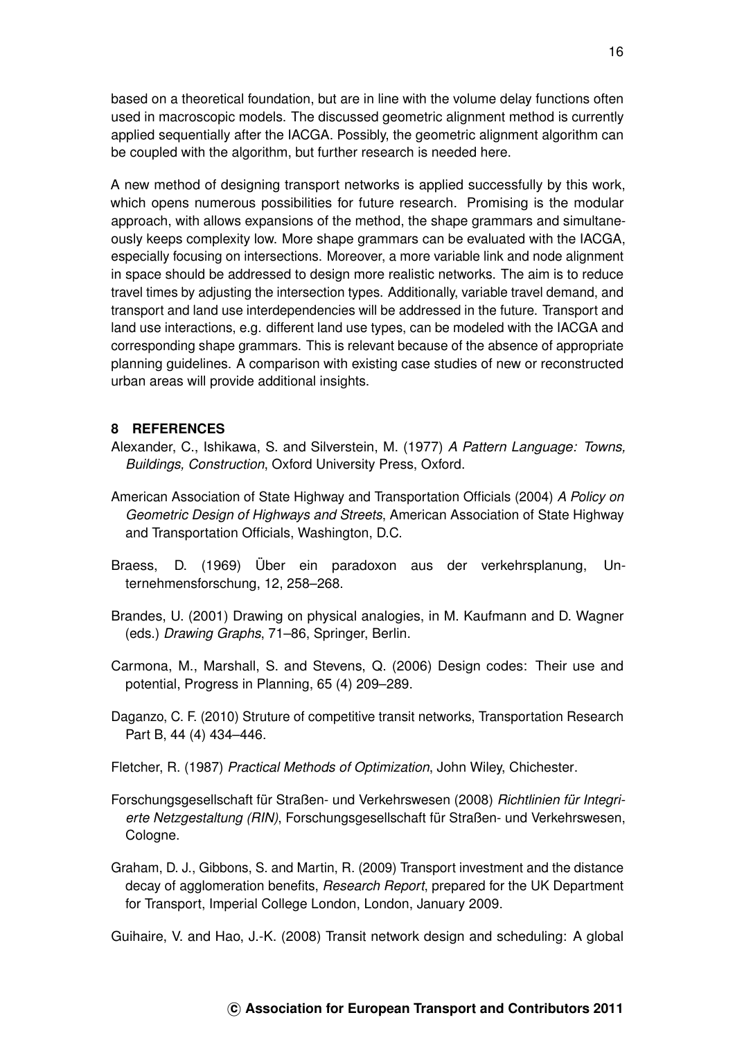based on a theoretical foundation, but are in line with the volume delay functions often used in macroscopic models. The discussed geometric alignment method is currently applied sequentially after the IACGA. Possibly, the geometric alignment algorithm can be coupled with the algorithm, but further research is needed here.

A new method of designing transport networks is applied successfully by this work, which opens numerous possibilities for future research. Promising is the modular approach, with allows expansions of the method, the shape grammars and simultaneously keeps complexity low. More shape grammars can be evaluated with the IACGA, especially focusing on intersections. Moreover, a more variable link and node alignment in space should be addressed to design more realistic networks. The aim is to reduce travel times by adjusting the intersection types. Additionally, variable travel demand, and transport and land use interdependencies will be addressed in the future. Transport and land use interactions, e.g. different land use types, can be modeled with the IACGA and corresponding shape grammars. This is relevant because of the absence of appropriate planning guidelines. A comparison with existing case studies of new or reconstructed urban areas will provide additional insights.

## 8 REFERENCES

Alexander, C., Ishikawa, S. and Silverstein, M. (1977) *A Pattern Language: Towns, Buildings, Construction*, Oxford University Press, Oxford.

American Association of State Highway and Transportation Officials (2004) *A Policy on Geometric Design of Highways and Streets*, American Association of State Highway and Transportation Officials, Washington, D.C.

Braess, D. (1969) Über ein paradoxon aus der verkehrsplanung, Unternehmensforschung, 12, 258–268.

Brandes, U. (2001) Drawing on physical analogies, in M. Kaufmann and D. Wagner (eds.) *Drawing Graphs*, 71–86, Springer, Berlin.

Carmona, M., Marshall, S. and Stevens, Q. (2006) Design codes: Their use and potential, Progress in Planning, 65 (4) 209–289.

Daganzo, C. F. (2010) Struture of competitive transit networks, Transportation Research Part B, 44 (4) 434–446.

Fletcher, R. (1987) *Practical Methods of Optimization*, John Wiley, Chichester.

Forschungsgesellschaft für Straßen- und Verkehrswesen (2008) *Richtlinien für Integrierte Netzgestaltung (RIN)*, Forschungsgesellschaft für Straßen- und Verkehrswesen, Cologne.

Graham, D. J., Gibbons, S. and Martin, R. (2009) Transport investment and the distance decay of agglomeration benefits, *Research Report*, prepared for the UK Department for Transport, Imperial College London, London, January 2009.

Guihaire, V. and Hao, J.-K. (2008) Transit network design and scheduling: A global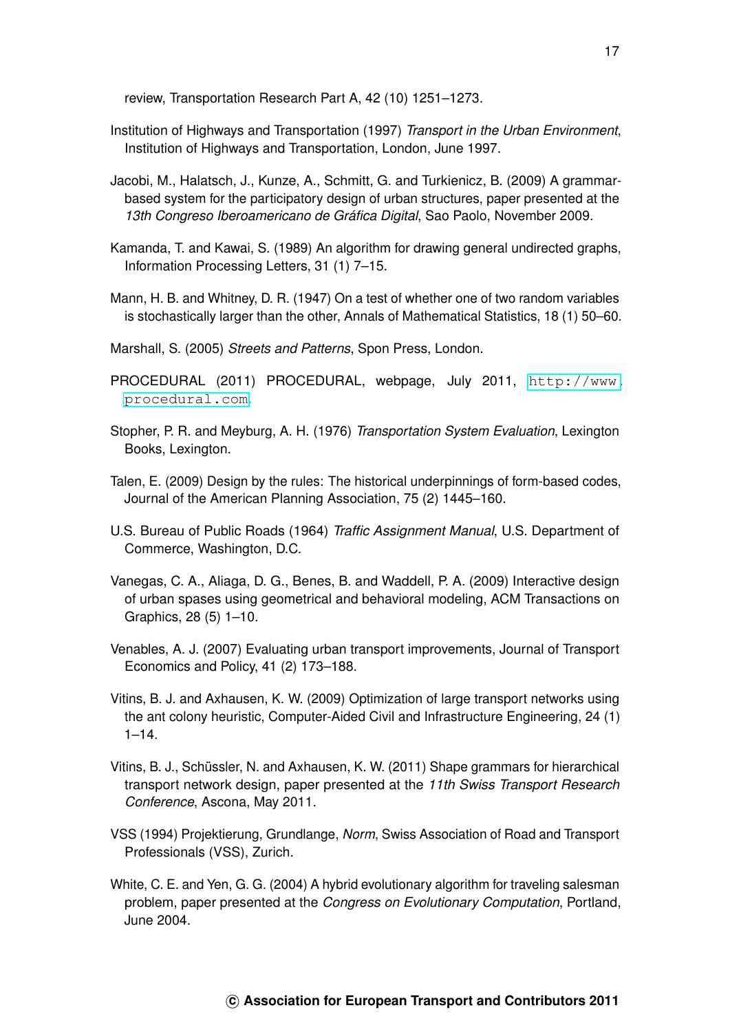review, Transportation Research Part A, 42 (10) 1251–1273.

Institution of Highways and Transportation (1997) *Transport in the Urban Environment*, Institution of Highways and Transportation, London, June 1997.

Jacobi, M., Halatsch, J., Kunze, A., Schmitt, G. and Turkienicz, B. (2009) A grammar-based system for the participatory design of urban structures, paper presented at the *13th Congreso Iberoamericano de Gráfica Digital*, Sao Paolo, November 2009.

Kamanda, T. and Kawai, S. (1989) An algorithm for drawing general undirected graphs, Information Processing Letters, 31 (1) 7–15.

Mann, H. B. and Whitney, D. R. (1947) On a test of whether one of two random variables is stochastically larger than the other, Annals of Mathematical Statistics, 18 (1) 50–60.

Marshall, S. (2005) *Streets and Patterns*, Spon Press, London.

PROCEDURAL (2011) PROCEDURAL, webpage, July 2011, http://www.procedural.com.

Stopher, P. R. and Meyburg, A. H. (1976) *Transportation System Evaluation*, Lexington Books, Lexington.

Talen, E. (2009) Design by the rules: The historical underpinnings of form-based codes, Journal of the American Planning Association, 75 (2) 1445–160.

U.S. Bureau of Public Roads (1964) *Traffic Assignment Manual*, U.S. Department of Commerce, Washington, D.C.

Vanegas, C. A., Aliaga, D. G., Benes, B. and Waddell, P. A. (2009) Interactive design of urban spases using geometrical and behavioral modeling, ACM Transactions on Graphics, 28 (5) 1–10.

Venables, A. J. (2007) Evaluating urban transport improvements, Journal of Transport Economics and Policy, 41 (2) 173–188.

Vitins, B. J. and Axhausen, K. W. (2009) Optimization of large transport networks using the ant colony heuristic, Computer-Aided Civil and Infrastructure Engineering, 24 (1) 1–14.

Vitins, B. J., Schüssler, N. and Axhausen, K. W. (2011) Shape grammars for hierarchical transport network design, paper presented at the *11th Swiss Transport Research Conference*, Ascona, May 2011.

VSS (1994) Projektierung, Grundlange, *Norm*, Swiss Association of Road and Transport Professionals (VSS), Zurich.

White, C. E. and Yen, G. G. (2004) A hybrid evolutionary algorithm for traveling salesman problem, paper presented at the *Congress on Evolutionary Computation*, Portland, June 2004.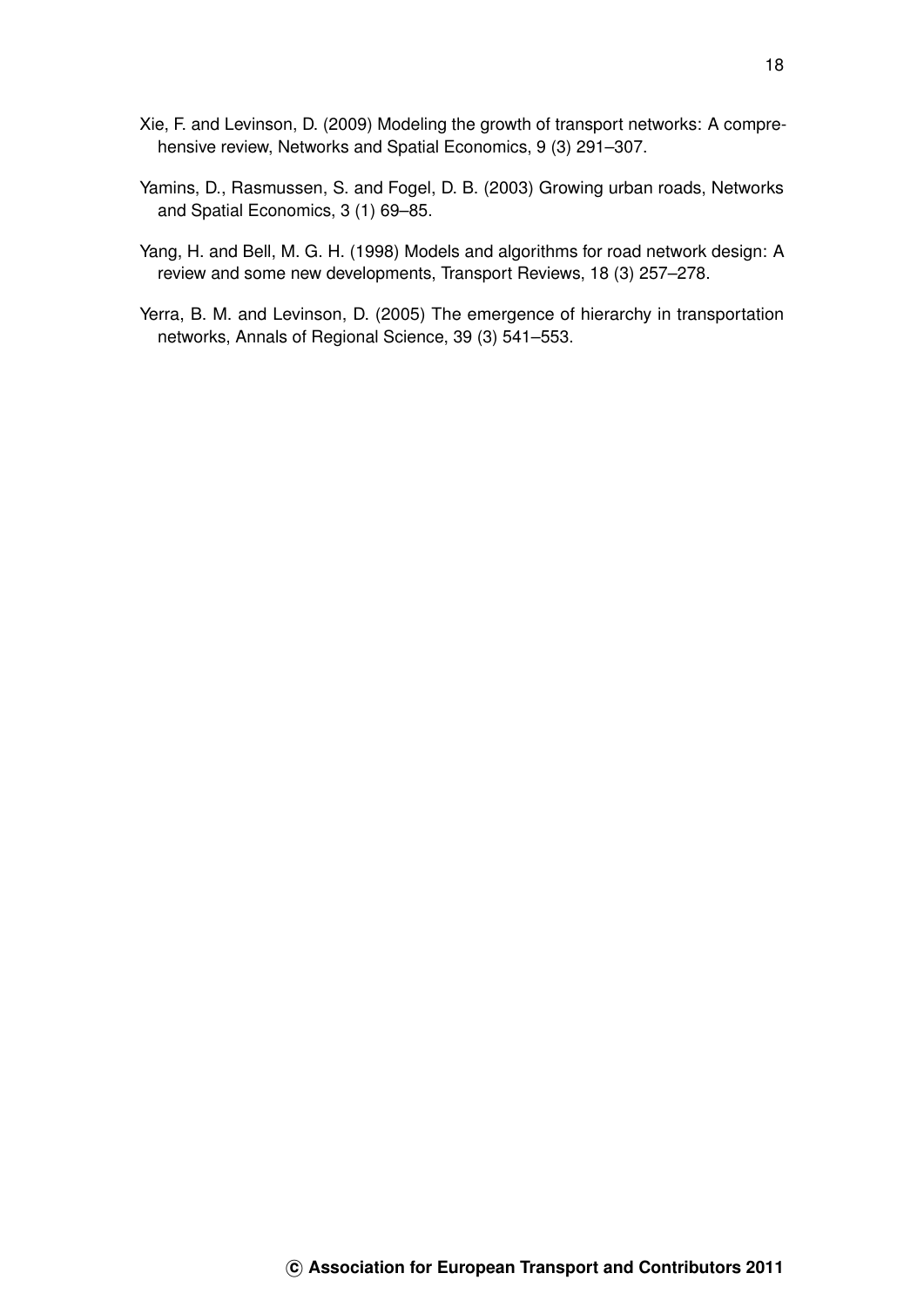Xie, F. and Levinson, D. (2009) Modeling the growth of transport networks: A comprehensive review, Networks and Spatial Economics, 9 (3) 291–307.

Yamins, D., Rasmussen, S. and Fogel, D. B. (2003) Growing urban roads, Networks and Spatial Economics, 3 (1) 69–85.

Yang, H. and Bell, M. G. H. (1998) Models and algorithms for road network design: A review and some new developments, Transport Reviews, 18 (3) 257–278.

Yerra, B. M. and Levinson, D. (2005) The emergence of hierarchy in transportation networks, Annals of Regional Science, 39 (3) 541–553.